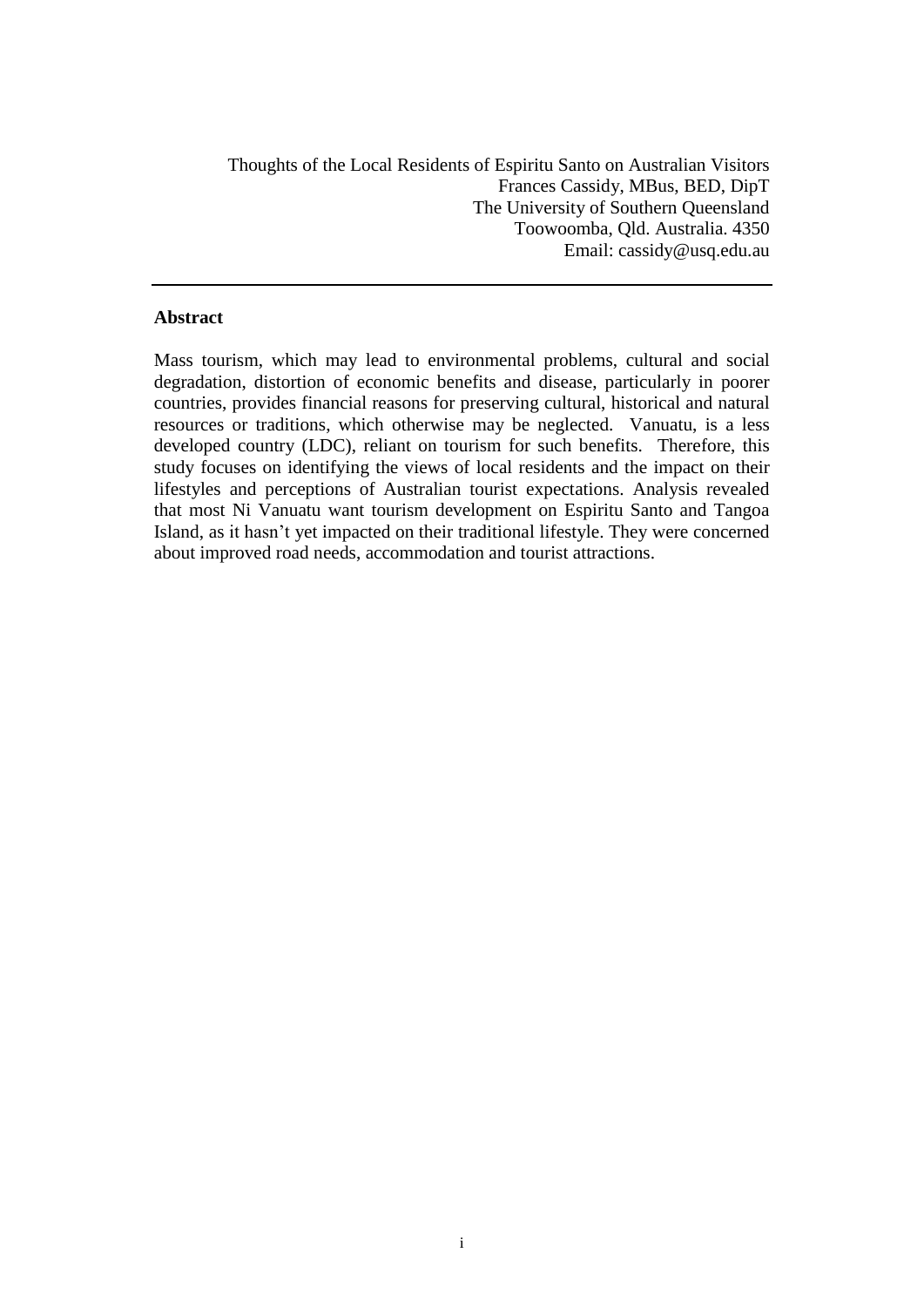Thoughts of the Local Residents of Espiritu Santo on Australian Visitors
Frances Cassidy, MBus, BED, DipT
The University of Southern Queensland
Toowoomba, Qld. Australia. 4350
Email: cassidy@usq.edu.au

---

## Abstract

Mass tourism, which may lead to environmental problems, cultural and social degradation, distortion of economic benefits and disease, particularly in poorer countries, provides financial reasons for preserving cultural, historical and natural resources or traditions, which otherwise may be neglected. Vanuatu, is a less developed country (LDC), reliant on tourism for such benefits. Therefore, this study focuses on identifying the views of local residents and the impact on their lifestyles and perceptions of Australian tourist expectations. Analysis revealed that most Ni Vanuatu want tourism development on Espiritu Santo and Tangoa Island, as it hasn't yet impacted on their traditional lifestyle. They were concerned about improved road needs, accommodation and tourist attractions.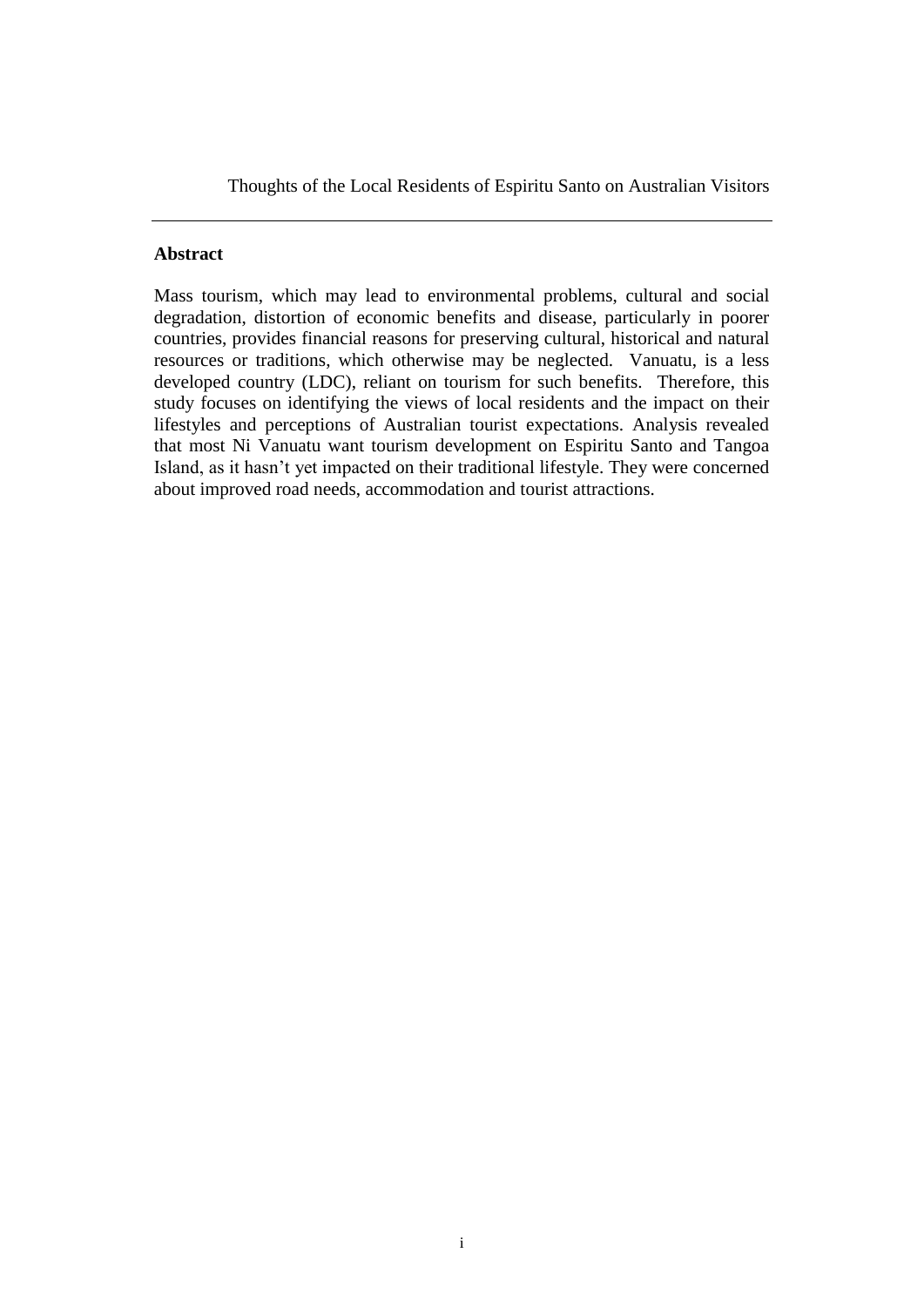## Abstract

Mass tourism, which may lead to environmental problems, cultural and social degradation, distortion of economic benefits and disease, particularly in poorer countries, provides financial reasons for preserving cultural, historical and natural resources or traditions, which otherwise may be neglected. Vanuatu, is a less developed country (LDC), reliant on tourism for such benefits. Therefore, this study focuses on identifying the views of local residents and the impact on their lifestyles and perceptions of Australian tourist expectations. Analysis revealed that most Ni Vanuatu want tourism development on Espiritu Santo and Tangoa Island, as it hasn't yet impacted on their traditional lifestyle. They were concerned about improved road needs, accommodation and tourist attractions.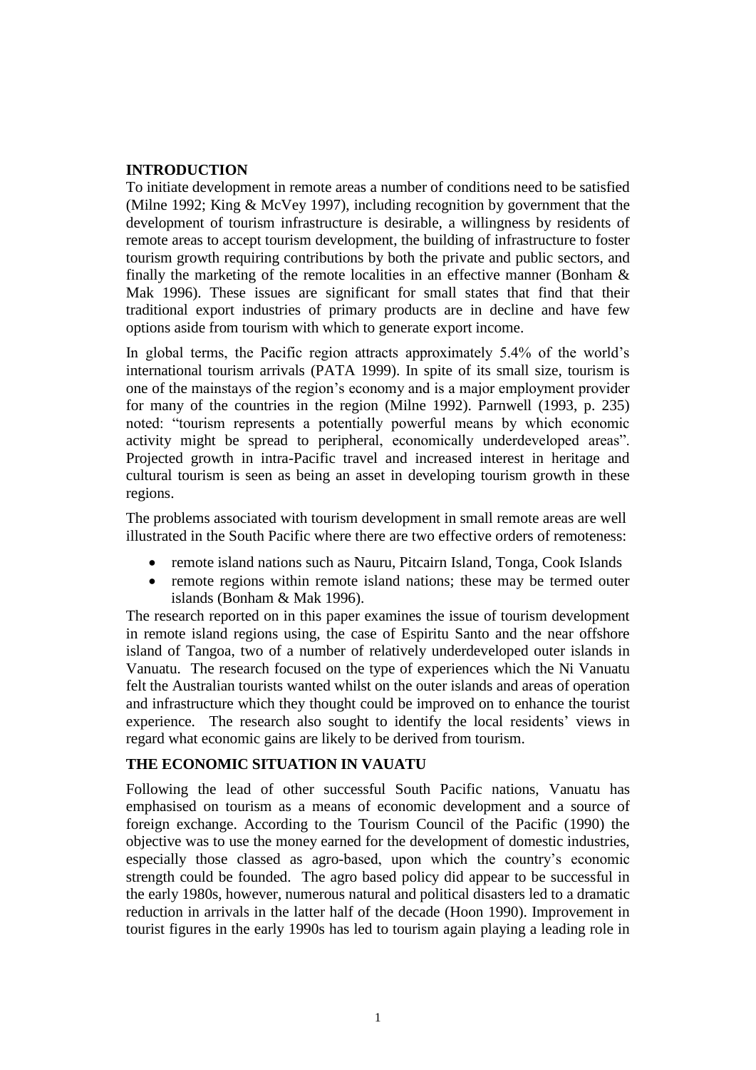## INTRODUCTION

To initiate development in remote areas a number of conditions need to be satisfied (Milne 1992; King & McVey 1997), including recognition by government that the development of tourism infrastructure is desirable, a willingness by residents of remote areas to accept tourism development, the building of infrastructure to foster tourism growth requiring contributions by both the private and public sectors, and finally the marketing of the remote localities in an effective manner (Bonham & Mak 1996). These issues are significant for small states that find that their traditional export industries of primary products are in decline and have few options aside from tourism with which to generate export income.

In global terms, the Pacific region attracts approximately 5.4% of the world's international tourism arrivals (PATA 1999). In spite of its small size, tourism is one of the mainstays of the region's economy and is a major employment provider for many of the countries in the region (Milne 1992). Parnwell (1993, p. 235) noted: "tourism represents a potentially powerful means by which economic activity might be spread to peripheral, economically underdeveloped areas". Projected growth in intra-Pacific travel and increased interest in heritage and cultural tourism is seen as being an asset in developing tourism growth in these regions.

The problems associated with tourism development in small remote areas are well illustrated in the South Pacific where there are two effective orders of remoteness:

- remote island nations such as Nauru, Pitcairn Island, Tonga, Cook Islands
- remote regions within remote island nations; these may be termed outer islands (Bonham & Mak 1996).

The research reported on in this paper examines the issue of tourism development in remote island regions using, the case of Espiritu Santo and the near offshore island of Tangoa, two of a number of relatively underdeveloped outer islands in Vanuatu. The research focused on the type of experiences which the Ni Vanuatu felt the Australian tourists wanted whilst on the outer islands and areas of operation and infrastructure which they thought could be improved on to enhance the tourist experience. The research also sought to identify the local residents' views in regard what economic gains are likely to be derived from tourism.

## THE ECONOMIC SITUATION IN VAUATU

Following the lead of other successful South Pacific nations, Vanuatu has emphasised on tourism as a means of economic development and a source of foreign exchange. According to the Tourism Council of the Pacific (1990) the objective was to use the money earned for the development of domestic industries, especially those classed as agro-based, upon which the country's economic strength could be founded. The agro based policy did appear to be successful in the early 1980s, however, numerous natural and political disasters led to a dramatic reduction in arrivals in the latter half of the decade (Hoon 1990). Improvement in tourist figures in the early 1990s has led to tourism again playing a leading role in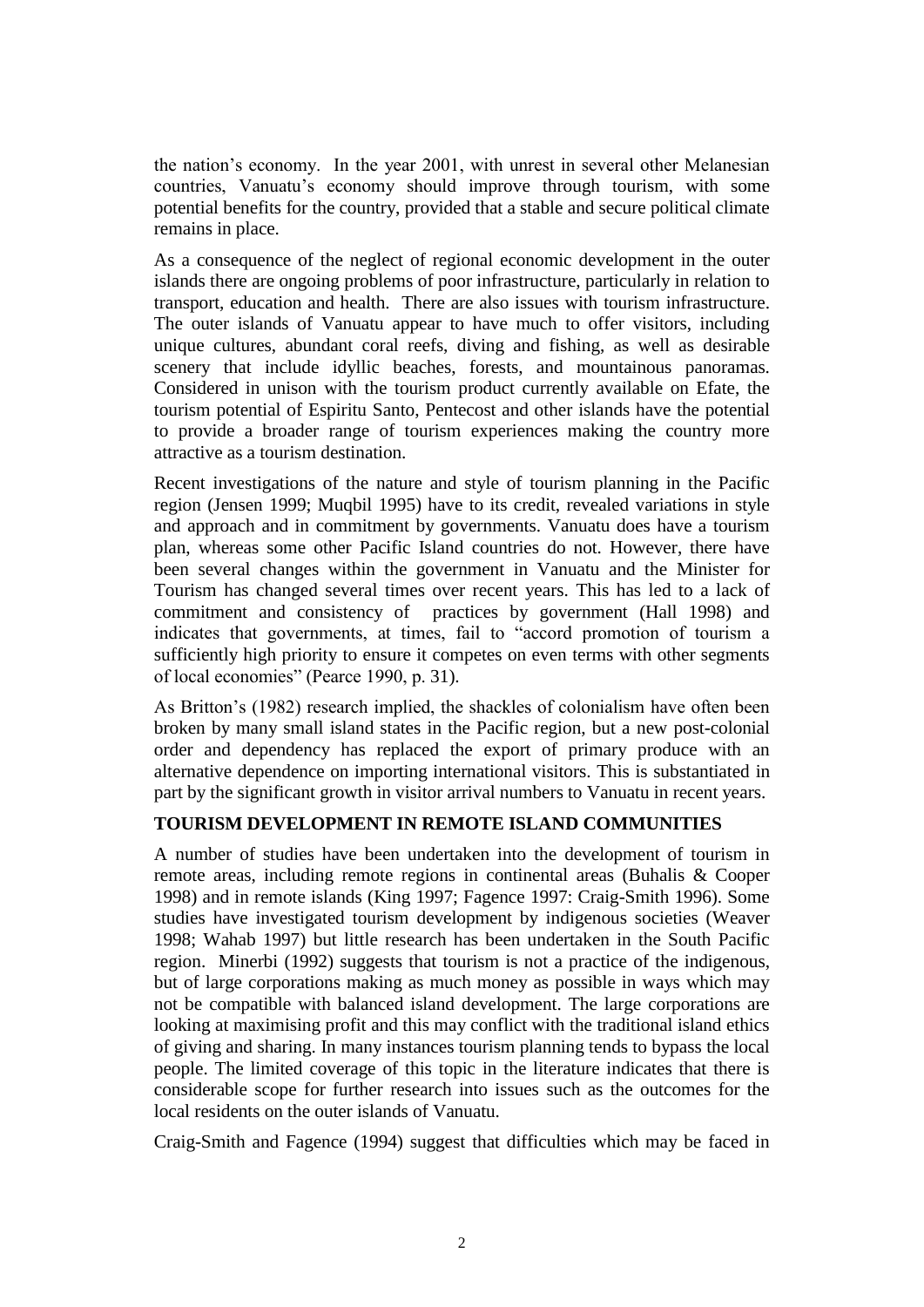the nation's economy. In the year 2001, with unrest in several other Melanesian countries, Vanuatu's economy should improve through tourism, with some potential benefits for the country, provided that a stable and secure political climate remains in place.

As a consequence of the neglect of regional economic development in the outer islands there are ongoing problems of poor infrastructure, particularly in relation to transport, education and health. There are also issues with tourism infrastructure. The outer islands of Vanuatu appear to have much to offer visitors, including unique cultures, abundant coral reefs, diving and fishing, as well as desirable scenery that include idyllic beaches, forests, and mountainous panoramas. Considered in unison with the tourism product currently available on Efate, the tourism potential of Espiritu Santo, Pentecost and other islands have the potential to provide a broader range of tourism experiences making the country more attractive as a tourism destination.

Recent investigations of the nature and style of tourism planning in the Pacific region (Jensen 1999; Muqbil 1995) have to its credit, revealed variations in style and approach and in commitment by governments. Vanuatu does have a tourism plan, whereas some other Pacific Island countries do not. However, there have been several changes within the government in Vanuatu and the Minister for Tourism has changed several times over recent years. This has led to a lack of commitment and consistency of practices by government (Hall 1998) and indicates that governments, at times, fail to "accord promotion of tourism a sufficiently high priority to ensure it competes on even terms with other segments of local economies" (Pearce 1990, p. 31).

As Britton's (1982) research implied, the shackles of colonialism have often been broken by many small island states in the Pacific region, but a new post-colonial order and dependency has replaced the export of primary produce with an alternative dependence on importing international visitors. This is substantiated in part by the significant growth in visitor arrival numbers to Vanuatu in recent years.

## TOURISM DEVELOPMENT IN REMOTE ISLAND COMMUNITIES

A number of studies have been undertaken into the development of tourism in remote areas, including remote regions in continental areas (Buhalis & Cooper 1998) and in remote islands (King 1997; Fagence 1997: Craig-Smith 1996). Some studies have investigated tourism development by indigenous societies (Weaver 1998; Wahab 1997) but little research has been undertaken in the South Pacific region. Minerbi (1992) suggests that tourism is not a practice of the indigenous, but of large corporations making as much money as possible in ways which may not be compatible with balanced island development. The large corporations are looking at maximising profit and this may conflict with the traditional island ethics of giving and sharing. In many instances tourism planning tends to bypass the local people. The limited coverage of this topic in the literature indicates that there is considerable scope for further research into issues such as the outcomes for the local residents on the outer islands of Vanuatu.

Craig-Smith and Fagence (1994) suggest that difficulties which may be faced in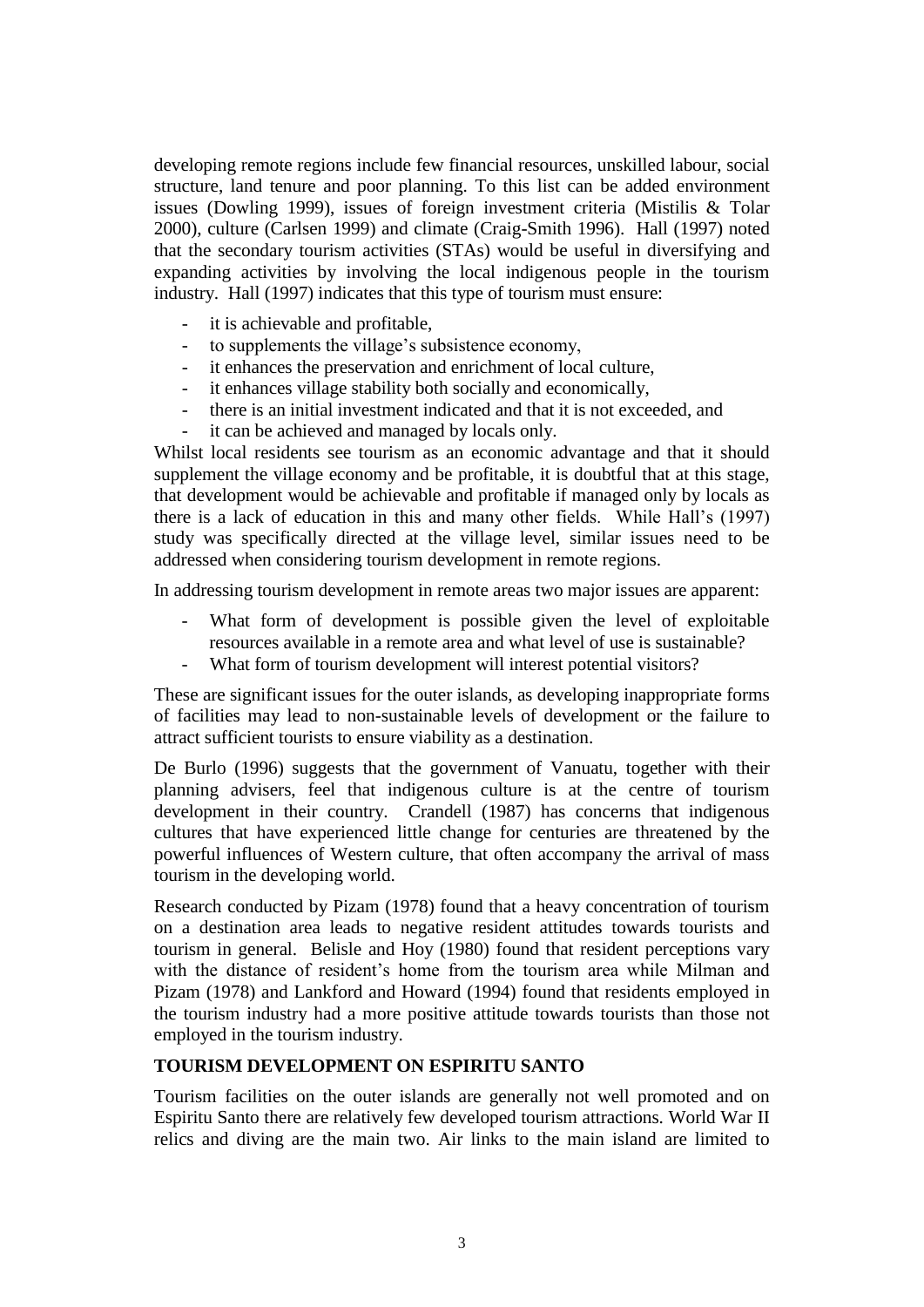developing remote regions include few financial resources, unskilled labour, social structure, land tenure and poor planning. To this list can be added environment issues (Dowling 1999), issues of foreign investment criteria (Mistilis & Tolar 2000), culture (Carlsen 1999) and climate (Craig-Smith 1996). Hall (1997) noted that the secondary tourism activities (STAs) would be useful in diversifying and expanding activities by involving the local indigenous people in the tourism industry. Hall (1997) indicates that this type of tourism must ensure:

- it is achievable and profitable,
- to supplements the village's subsistence economy,
- it enhances the preservation and enrichment of local culture,
- it enhances village stability both socially and economically,
- there is an initial investment indicated and that it is not exceeded, and
- it can be achieved and managed by locals only.

Whilst local residents see tourism as an economic advantage and that it should supplement the village economy and be profitable, it is doubtful that at this stage, that development would be achievable and profitable if managed only by locals as there is a lack of education in this and many other fields. While Hall's (1997) study was specifically directed at the village level, similar issues need to be addressed when considering tourism development in remote regions.

In addressing tourism development in remote areas two major issues are apparent:

- What form of development is possible given the level of exploitable resources available in a remote area and what level of use is sustainable?
- What form of tourism development will interest potential visitors?

These are significant issues for the outer islands, as developing inappropriate forms of facilities may lead to non-sustainable levels of development or the failure to attract sufficient tourists to ensure viability as a destination.

De Burlo (1996) suggests that the government of Vanuatu, together with their planning advisers, feel that indigenous culture is at the centre of tourism development in their country. Crandell (1987) has concerns that indigenous cultures that have experienced little change for centuries are threatened by the powerful influences of Western culture, that often accompany the arrival of mass tourism in the developing world.

Research conducted by Pizam (1978) found that a heavy concentration of tourism on a destination area leads to negative resident attitudes towards tourists and tourism in general. Belisle and Hoy (1980) found that resident perceptions vary with the distance of resident's home from the tourism area while Milman and Pizam (1978) and Lankford and Howard (1994) found that residents employed in the tourism industry had a more positive attitude towards tourists than those not employed in the tourism industry.

## TOURISM DEVELOPMENT ON ESPIRITU SANTO

Tourism facilities on the outer islands are generally not well promoted and on Espiritu Santo there are relatively few developed tourism attractions. World War II relics and diving are the main two. Air links to the main island are limited to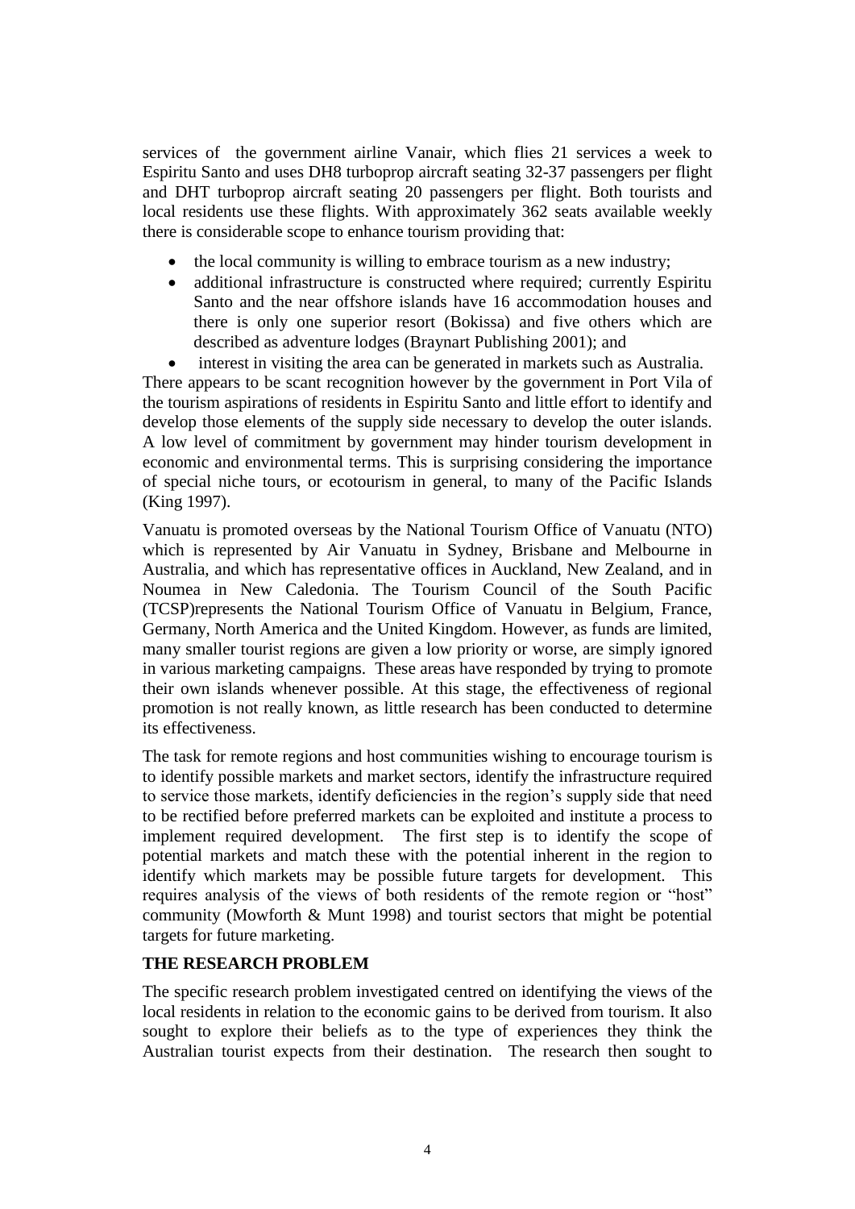services of the government airline Vanair, which flies 21 services a week to Espiritu Santo and uses DH8 turboprop aircraft seating 32-37 passengers per flight and DHT turboprop aircraft seating 20 passengers per flight. Both tourists and local residents use these flights. With approximately 362 seats available weekly there is considerable scope to enhance tourism providing that:

- the local community is willing to embrace tourism as a new industry;
- additional infrastructure is constructed where required; currently Espiritu Santo and the near offshore islands have 16 accommodation houses and there is only one superior resort (Bokissa) and five others which are described as adventure lodges (Braynart Publishing 2001); and
- interest in visiting the area can be generated in markets such as Australia.

There appears to be scant recognition however by the government in Port Vila of the tourism aspirations of residents in Espiritu Santo and little effort to identify and develop those elements of the supply side necessary to develop the outer islands. A low level of commitment by government may hinder tourism development in economic and environmental terms. This is surprising considering the importance of special niche tours, or ecotourism in general, to many of the Pacific Islands (King 1997).

Vanuatu is promoted overseas by the National Tourism Office of Vanuatu (NTO) which is represented by Air Vanuatu in Sydney, Brisbane and Melbourne in Australia, and which has representative offices in Auckland, New Zealand, and in Noumea in New Caledonia. The Tourism Council of the South Pacific (TCSP)represents the National Tourism Office of Vanuatu in Belgium, France, Germany, North America and the United Kingdom. However, as funds are limited, many smaller tourist regions are given a low priority or worse, are simply ignored in various marketing campaigns. These areas have responded by trying to promote their own islands whenever possible. At this stage, the effectiveness of regional promotion is not really known, as little research has been conducted to determine its effectiveness.

The task for remote regions and host communities wishing to encourage tourism is to identify possible markets and market sectors, identify the infrastructure required to service those markets, identify deficiencies in the region's supply side that need to be rectified before preferred markets can be exploited and institute a process to implement required development. The first step is to identify the scope of potential markets and match these with the potential inherent in the region to identify which markets may be possible future targets for development. This requires analysis of the views of both residents of the remote region or "host" community (Mowforth & Munt 1998) and tourist sectors that might be potential targets for future marketing.

## THE RESEARCH PROBLEM

The specific research problem investigated centred on identifying the views of the local residents in relation to the economic gains to be derived from tourism. It also sought to explore their beliefs as to the type of experiences they think the Australian tourist expects from their destination. The research then sought to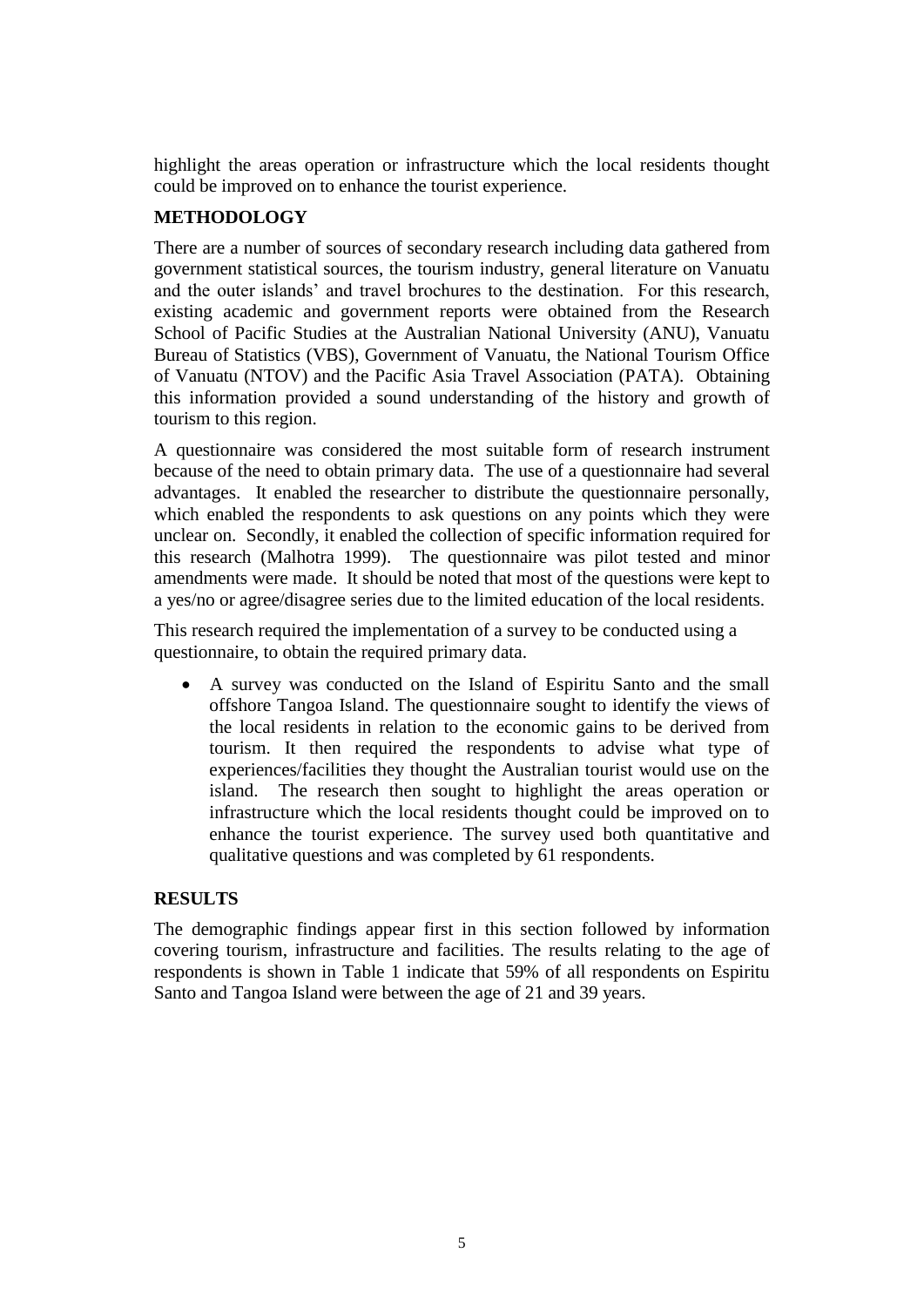highlight the areas operation or infrastructure which the local residents thought could be improved on to enhance the tourist experience.

## METHODOLOGY

There are a number of sources of secondary research including data gathered from government statistical sources, the tourism industry, general literature on Vanuatu and the outer islands' and travel brochures to the destination. For this research, existing academic and government reports were obtained from the Research School of Pacific Studies at the Australian National University (ANU), Vanuatu Bureau of Statistics (VBS), Government of Vanuatu, the National Tourism Office of Vanuatu (NTOV) and the Pacific Asia Travel Association (PATA). Obtaining this information provided a sound understanding of the history and growth of tourism to this region.

A questionnaire was considered the most suitable form of research instrument because of the need to obtain primary data. The use of a questionnaire had several advantages. It enabled the researcher to distribute the questionnaire personally, which enabled the respondents to ask questions on any points which they were unclear on. Secondly, it enabled the collection of specific information required for this research (Malhotra 1999). The questionnaire was pilot tested and minor amendments were made. It should be noted that most of the questions were kept to a yes/no or agree/disagree series due to the limited education of the local residents.

This research required the implementation of a survey to be conducted using a questionnaire, to obtain the required primary data.

- A survey was conducted on the Island of Espiritu Santo and the small offshore Tangoa Island. The questionnaire sought to identify the views of the local residents in relation to the economic gains to be derived from tourism. It then required the respondents to advise what type of experiences/facilities they thought the Australian tourist would use on the island. The research then sought to highlight the areas operation or infrastructure which the local residents thought could be improved on to enhance the tourist experience. The survey used both quantitative and qualitative questions and was completed by 61 respondents.

## RESULTS

The demographic findings appear first in this section followed by information covering tourism, infrastructure and facilities. The results relating to the age of respondents is shown in Table 1 indicate that 59% of all respondents on Espiritu Santo and Tangoa Island were between the age of 21 and 39 years.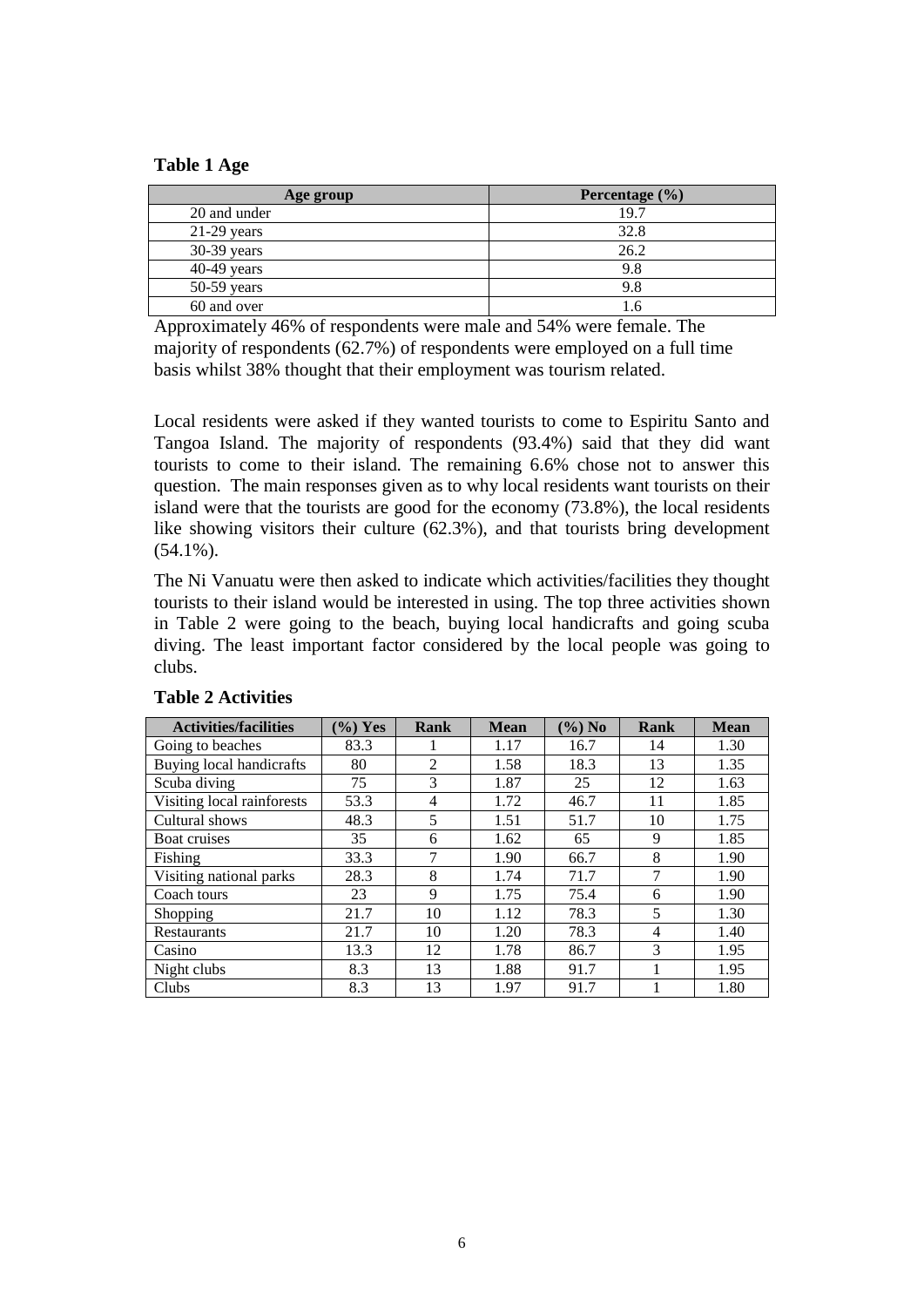**Table 1 Age**

| Age group | Percentage (%) |
| --- | --- |
| 20 and under | 19.7 |
| 21-29 years | 32.8 |
| 30-39 years | 26.2 |
| 40-49 years | 9.8 |
| 50-59 years | 9.8 |
| 60 and over | 1.6 |

Approximately 46% of respondents were male and 54% were female. The majority of respondents (62.7%) of respondents were employed on a full time basis whilst 38% thought that their employment was tourism related.

Local residents were asked if they wanted tourists to come to Espiritu Santo and Tangoa Island. The majority of respondents (93.4%) said that they did want tourists to come to their island. The remaining 6.6% chose not to answer this question. The main responses given as to why local residents want tourists on their island were that the tourists are good for the economy (73.8%), the local residents like showing visitors their culture (62.3%), and that tourists bring development (54.1%).

The Ni Vanuatu were then asked to indicate which activities/facilities they thought tourists to their island would be interested in using. The top three activities shown in Table 2 were going to the beach, buying local handicrafts and going scuba diving. The least important factor considered by the local people was going to clubs.

**Table 2 Activities**

| Activities/facilities | (%) Yes | Rank | Mean | (%) No | Rank | Mean |
| --- | --- | --- | --- | --- | --- | --- |
| Going to beaches | 83.3 | 1 | 1.17 | 16.7 | 14 | 1.30 |
| Buying local handicrafts | 80 | 2 | 1.58 | 18.3 | 13 | 1.35 |
| Scuba diving | 75 | 3 | 1.87 | 25 | 12 | 1.63 |
| Visiting local rainforests | 53.3 | 4 | 1.72 | 46.7 | 11 | 1.85 |
| Cultural shows | 48.3 | 5 | 1.51 | 51.7 | 10 | 1.75 |
| Boat cruises | 35 | 6 | 1.62 | 65 | 9 | 1.85 |
| Fishing | 33.3 | 7 | 1.90 | 66.7 | 8 | 1.90 |
| Visiting national parks | 28.3 | 8 | 1.74 | 71.7 | 7 | 1.90 |
| Coach tours | 23 | 9 | 1.75 | 75.4 | 6 | 1.90 |
| Shopping | 21.7 | 10 | 1.12 | 78.3 | 5 | 1.30 |
| Restaurants | 21.7 | 10 | 1.20 | 78.3 | 4 | 1.40 |
| Casino | 13.3 | 12 | 1.78 | 86.7 | 3 | 1.95 |
| Night clubs | 8.3 | 13 | 1.88 | 91.7 | 1 | 1.95 |
| Clubs | 8.3 | 13 | 1.97 | 91.7 | 1 | 1.80 |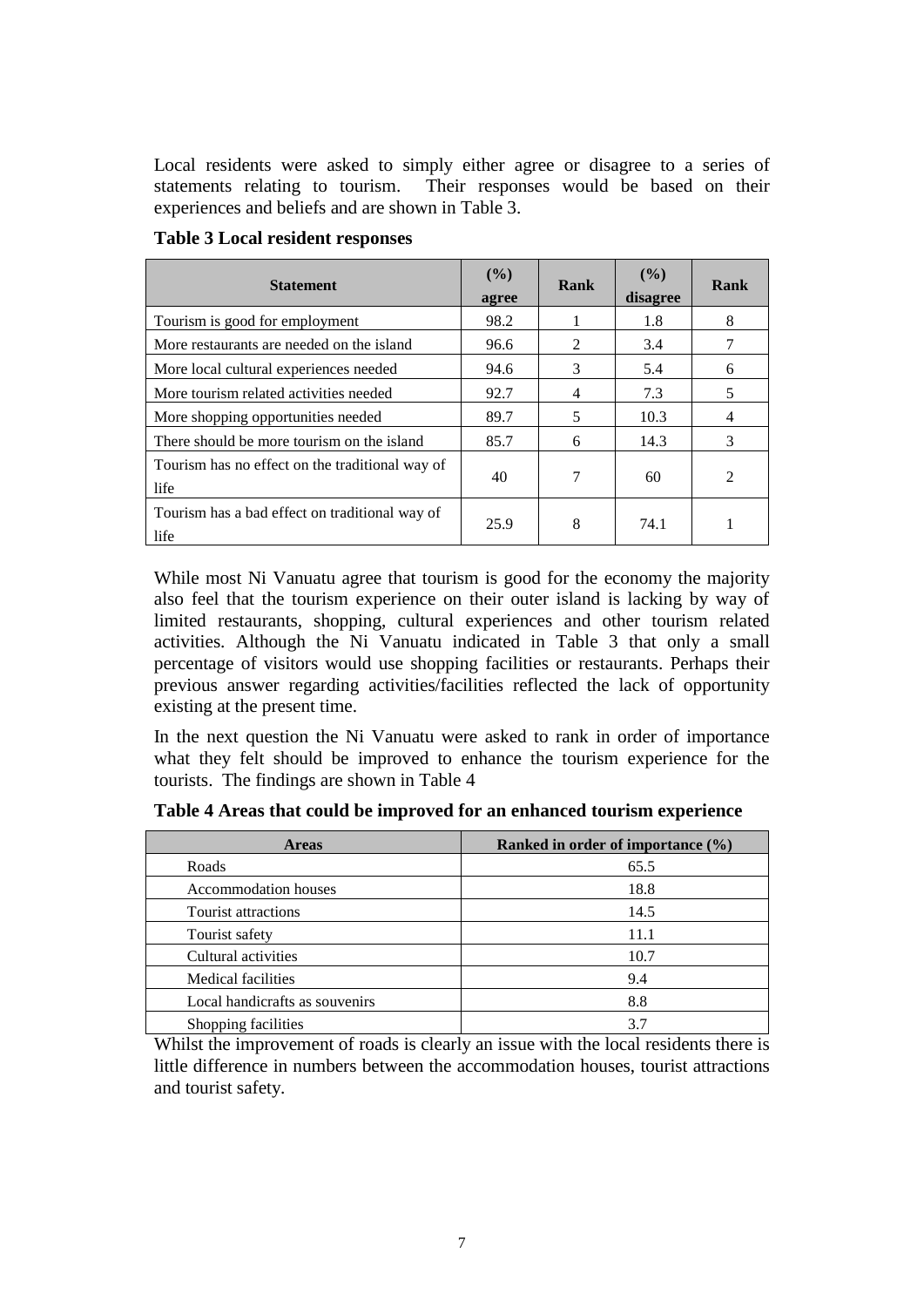Local residents were asked to simply either agree or disagree to a series of statements relating to tourism. Their responses would be based on their experiences and beliefs and are shown in Table 3.

**Table 3 Local resident responses**

| Statement | (%) agree | Rank | (%) disagree | Rank |
|---|---|---|---|---|
| Tourism is good for employment | 98.2 | 1 | 1.8 | 8 |
| More restaurants are needed on the island | 96.6 | 2 | 3.4 | 7 |
| More local cultural experiences needed | 94.6 | 3 | 5.4 | 6 |
| More tourism related activities needed | 92.7 | 4 | 7.3 | 5 |
| More shopping opportunities needed | 89.7 | 5 | 10.3 | 4 |
| There should be more tourism on the island | 85.7 | 6 | 14.3 | 3 |
| Tourism has no effect on the traditional way of life | 40 | 7 | 60 | 2 |
| Tourism has a bad effect on traditional way of life | 25.9 | 8 | 74.1 | 1 |

While most Ni Vanuatu agree that tourism is good for the economy the majority also feel that the tourism experience on their outer island is lacking by way of limited restaurants, shopping, cultural experiences and other tourism related activities. Although the Ni Vanuatu indicated in Table 3 that only a small percentage of visitors would use shopping facilities or restaurants. Perhaps their previous answer regarding activities/facilities reflected the lack of opportunity existing at the present time.

In the next question the Ni Vanuatu were asked to rank in order of importance what they felt should be improved to enhance the tourism experience for the tourists. The findings are shown in Table 4

**Table 4 Areas that could be improved for an enhanced tourism experience**

| Areas | Ranked in order of importance (%) |
|---|---|
| Roads | 65.5 |
| Accommodation houses | 18.8 |
| Tourist attractions | 14.5 |
| Tourist safety | 11.1 |
| Cultural activities | 10.7 |
| Medical facilities | 9.4 |
| Local handicrafts as souvenirs | 8.8 |
| Shopping facilities | 3.7 |

Whilst the improvement of roads is clearly an issue with the local residents there is little difference in numbers between the accommodation houses, tourist attractions and tourist safety.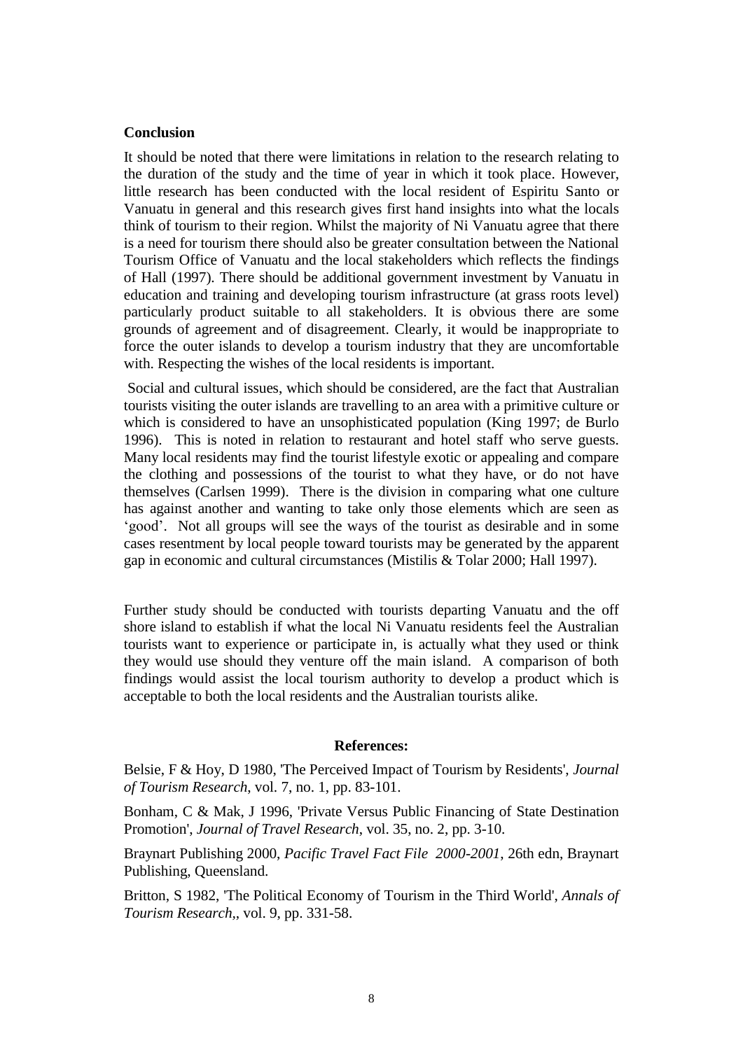## Conclusion

It should be noted that there were limitations in relation to the research relating to the duration of the study and the time of year in which it took place. However, little research has been conducted with the local resident of Espiritu Santo or Vanuatu in general and this research gives first hand insights into what the locals think of tourism to their region. Whilst the majority of Ni Vanuatu agree that there is a need for tourism there should also be greater consultation between the National Tourism Office of Vanuatu and the local stakeholders which reflects the findings of Hall (1997). There should be additional government investment by Vanuatu in education and training and developing tourism infrastructure (at grass roots level) particularly product suitable to all stakeholders. It is obvious there are some grounds of agreement and of disagreement. Clearly, it would be inappropriate to force the outer islands to develop a tourism industry that they are uncomfortable with. Respecting the wishes of the local residents is important.

Social and cultural issues, which should be considered, are the fact that Australian tourists visiting the outer islands are travelling to an area with a primitive culture or which is considered to have an unsophisticated population (King 1997; de Burlo 1996). This is noted in relation to restaurant and hotel staff who serve guests. Many local residents may find the tourist lifestyle exotic or appealing and compare the clothing and possessions of the tourist to what they have, or do not have themselves (Carlsen 1999). There is the division in comparing what one culture has against another and wanting to take only those elements which are seen as 'good'. Not all groups will see the ways of the tourist as desirable and in some cases resentment by local people toward tourists may be generated by the apparent gap in economic and cultural circumstances (Mistilis & Tolar 2000; Hall 1997).

Further study should be conducted with tourists departing Vanuatu and the off shore island to establish if what the local Ni Vanuatu residents feel the Australian tourists want to experience or participate in, is actually what they used or think they would use should they venture off the main island. A comparison of both findings would assist the local tourism authority to develop a product which is acceptable to both the local residents and the Australian tourists alike.

## References:

Belsie, F & Hoy, D 1980, 'The Perceived Impact of Tourism by Residents', *Journal of Tourism Research*, vol. 7, no. 1, pp. 83-101.

Bonham, C & Mak, J 1996, 'Private Versus Public Financing of State Destination Promotion', *Journal of Travel Research*, vol. 35, no. 2, pp. 3-10.

Braynart Publishing 2000, *Pacific Travel Fact File 2000-2001*, 26th edn, Braynart Publishing, Queensland.

Britton, S 1982, 'The Political Economy of Tourism in the Third World', *Annals of Tourism Research,*, vol. 9, pp. 331-58.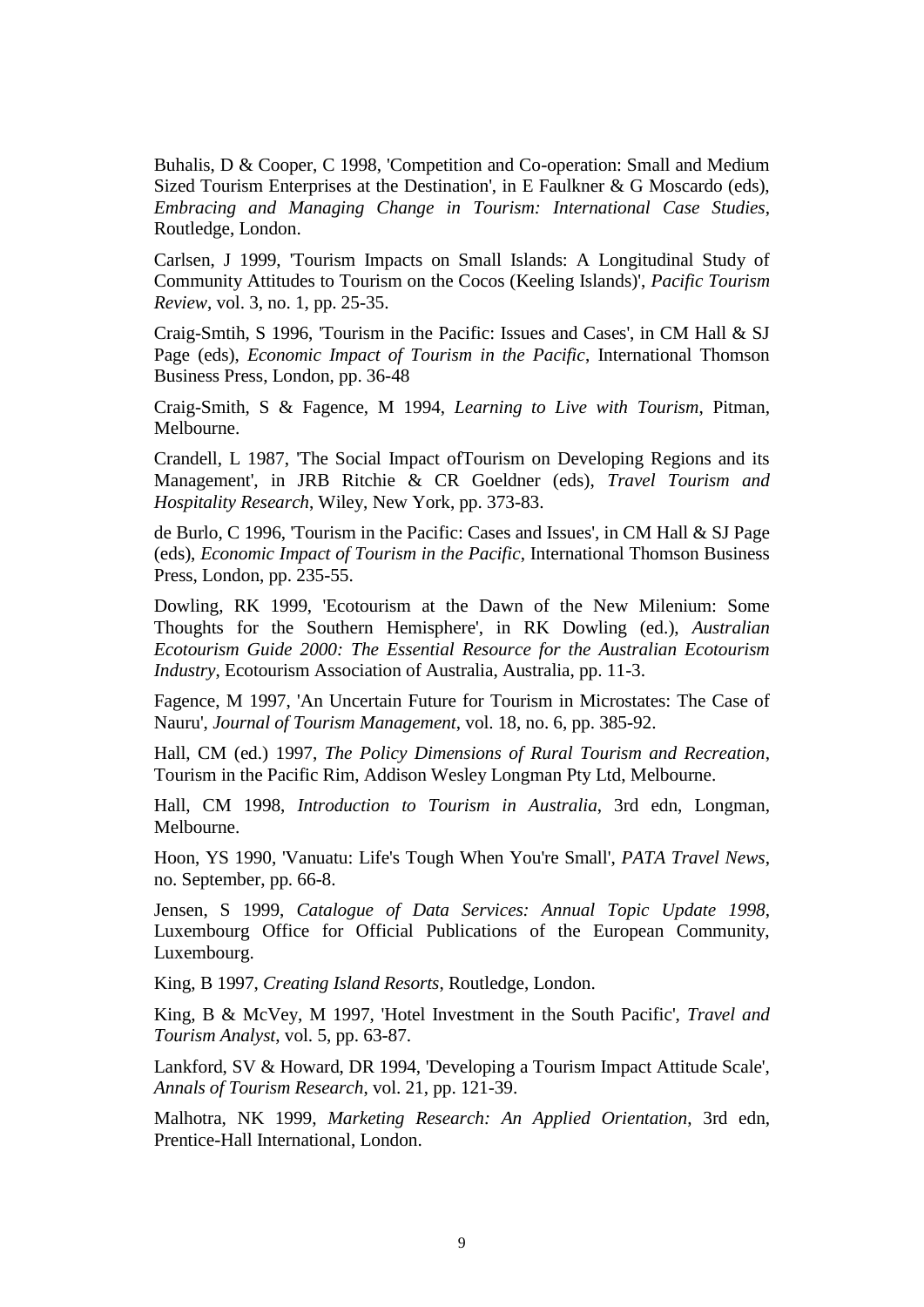Buhalis, D & Cooper, C 1998, 'Competition and Co-operation: Small and Medium Sized Tourism Enterprises at the Destination', in E Faulkner & G Moscardo (eds), *Embracing and Managing Change in Tourism: International Case Studies*, Routledge, London.

Carlsen, J 1999, 'Tourism Impacts on Small Islands: A Longitudinal Study of Community Attitudes to Tourism on the Cocos (Keeling Islands)', *Pacific Tourism Review*, vol. 3, no. 1, pp. 25-35.

Craig-Smtih, S 1996, 'Tourism in the Pacific: Issues and Cases', in CM Hall & SJ Page (eds), *Economic Impact of Tourism in the Pacific*, International Thomson Business Press, London, pp. 36-48

Craig-Smith, S & Fagence, M 1994, *Learning to Live with Tourism*, Pitman, Melbourne.

Crandell, L 1987, 'The Social Impact ofTourism on Developing Regions and its Management', in JRB Ritchie & CR Goeldner (eds), *Travel Tourism and Hospitality Research*, Wiley, New York, pp. 373-83.

de Burlo, C 1996, 'Tourism in the Pacific: Cases and Issues', in CM Hall & SJ Page (eds), *Economic Impact of Tourism in the Pacific*, International Thomson Business Press, London, pp. 235-55.

Dowling, RK 1999, 'Ecotourism at the Dawn of the New Milenium: Some Thoughts for the Southern Hemisphere', in RK Dowling (ed.), *Australian Ecotourism Guide 2000: The Essential Resource for the Australian Ecotourism Industry*, Ecotourism Association of Australia, Australia, pp. 11-3.

Fagence, M 1997, 'An Uncertain Future for Tourism in Microstates: The Case of Nauru', *Journal of Tourism Management*, vol. 18, no. 6, pp. 385-92.

Hall, CM (ed.) 1997, *The Policy Dimensions of Rural Tourism and Recreation*, Tourism in the Pacific Rim, Addison Wesley Longman Pty Ltd, Melbourne.

Hall, CM 1998, *Introduction to Tourism in Australia*, 3rd edn, Longman, Melbourne.

Hoon, YS 1990, 'Vanuatu: Life's Tough When You're Small', *PATA Travel News*, no. September, pp. 66-8.

Jensen, S 1999, *Catalogue of Data Services: Annual Topic Update 1998*, Luxembourg Office for Official Publications of the European Community, Luxembourg.

King, B 1997, *Creating Island Resorts*, Routledge, London.

King, B & McVey, M 1997, 'Hotel Investment in the South Pacific', *Travel and Tourism Analyst*, vol. 5, pp. 63-87.

Lankford, SV & Howard, DR 1994, 'Developing a Tourism Impact Attitude Scale', *Annals of Tourism Research*, vol. 21, pp. 121-39.

Malhotra, NK 1999, *Marketing Research: An Applied Orientation*, 3rd edn, Prentice-Hall International, London.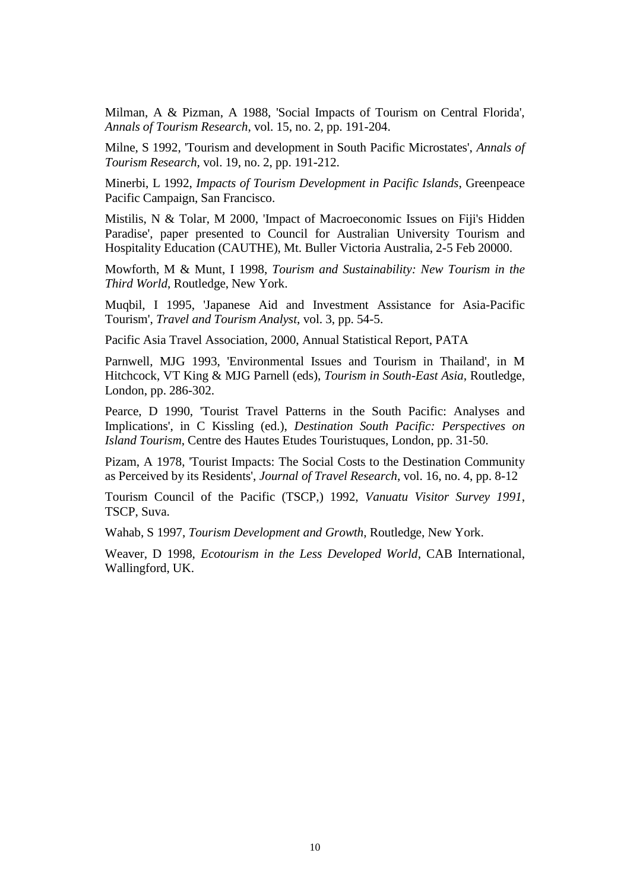Milman, A & Pizman, A 1988, 'Social Impacts of Tourism on Central Florida', *Annals of Tourism Research*, vol. 15, no. 2, pp. 191-204.

Milne, S 1992, 'Tourism and development in South Pacific Microstates', *Annals of Tourism Research*, vol. 19, no. 2, pp. 191-212.

Minerbi, L 1992, *Impacts of Tourism Development in Pacific Islands*, Greenpeace Pacific Campaign, San Francisco.

Mistilis, N & Tolar, M 2000, 'Impact of Macroeconomic Issues on Fiji's Hidden Paradise', paper presented to Council for Australian University Tourism and Hospitality Education (CAUTHE), Mt. Buller Victoria Australia, 2-5 Feb 20000.

Mowforth, M & Munt, I 1998, *Tourism and Sustainability: New Tourism in the Third World*, Routledge, New York.

Muqbil, I 1995, 'Japanese Aid and Investment Assistance for Asia-Pacific Tourism', *Travel and Tourism Analyst*, vol. 3, pp. 54-5.

Pacific Asia Travel Association, 2000, Annual Statistical Report, PATA

Parnwell, MJG 1993, 'Environmental Issues and Tourism in Thailand', in M Hitchcock, VT King & MJG Parnell (eds), *Tourism in South-East Asia*, Routledge, London, pp. 286-302.

Pearce, D 1990, 'Tourist Travel Patterns in the South Pacific: Analyses and Implications', in C Kissling (ed.), *Destination South Pacific: Perspectives on Island Tourism*, Centre des Hautes Etudes Touristuques, London, pp. 31-50.

Pizam, A 1978, 'Tourist Impacts: The Social Costs to the Destination Community as Perceived by its Residents', *Journal of Travel Research*, vol. 16, no. 4, pp. 8-12

Tourism Council of the Pacific (TSCP,) 1992, *Vanuatu Visitor Survey 1991*, TSCP, Suva.

Wahab, S 1997, *Tourism Development and Growth*, Routledge, New York.

Weaver, D 1998, *Ecotourism in the Less Developed World*, CAB International, Wallingford, UK.